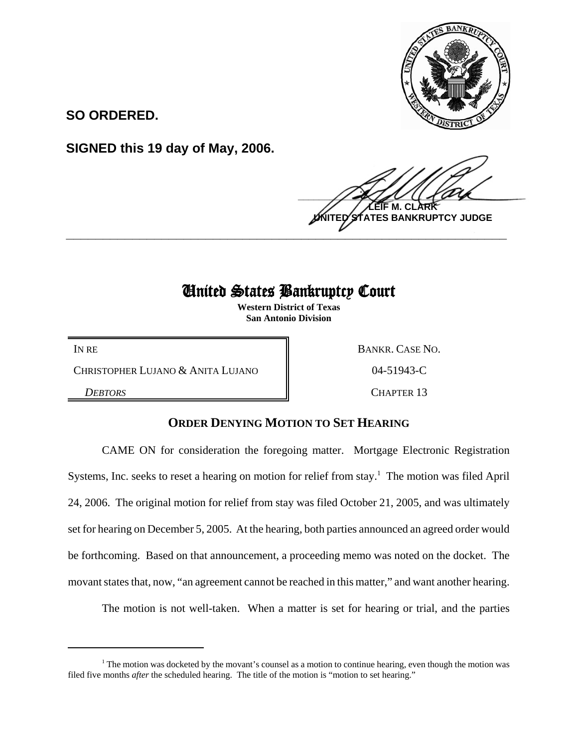**SO ORDERED.**

**SIGNED this 19 day of May, 2006.**

**LEIF M. CLARK**
**UNITED STATES BANKRUPTCY JUDGE**

# United States Bankruptcy Court

**Western District of Texas**
**San Antonio Division**

| | |
|---|---|
| IN RE | BANKR. CASE NO. |
| CHRISTOPHER LUJANO & ANITA LUJANO | 04-51943-C |
| *DEBTORS* | CHAPTER 13 |

## ORDER DENYING MOTION TO SET HEARING

CAME ON for consideration the foregoing matter. Mortgage Electronic Registration Systems, Inc. seeks to reset a hearing on motion for relief from stay.[1] The motion was filed April 24, 2006. The original motion for relief from stay was filed October 21, 2005, and was ultimately set for hearing on December 5, 2005. At the hearing, both parties announced an agreed order would be forthcoming. Based on that announcement, a proceeding memo was noted on the docket. The movant states that, now, "an agreement cannot be reached in this matter," and want another hearing.

The motion is not well-taken. When a matter is set for hearing or trial, and the parties

[1] The motion was docketed by the movant's counsel as a motion to continue hearing, even though the motion was filed five months *after* the scheduled hearing. The title of the motion is "motion to set hearing."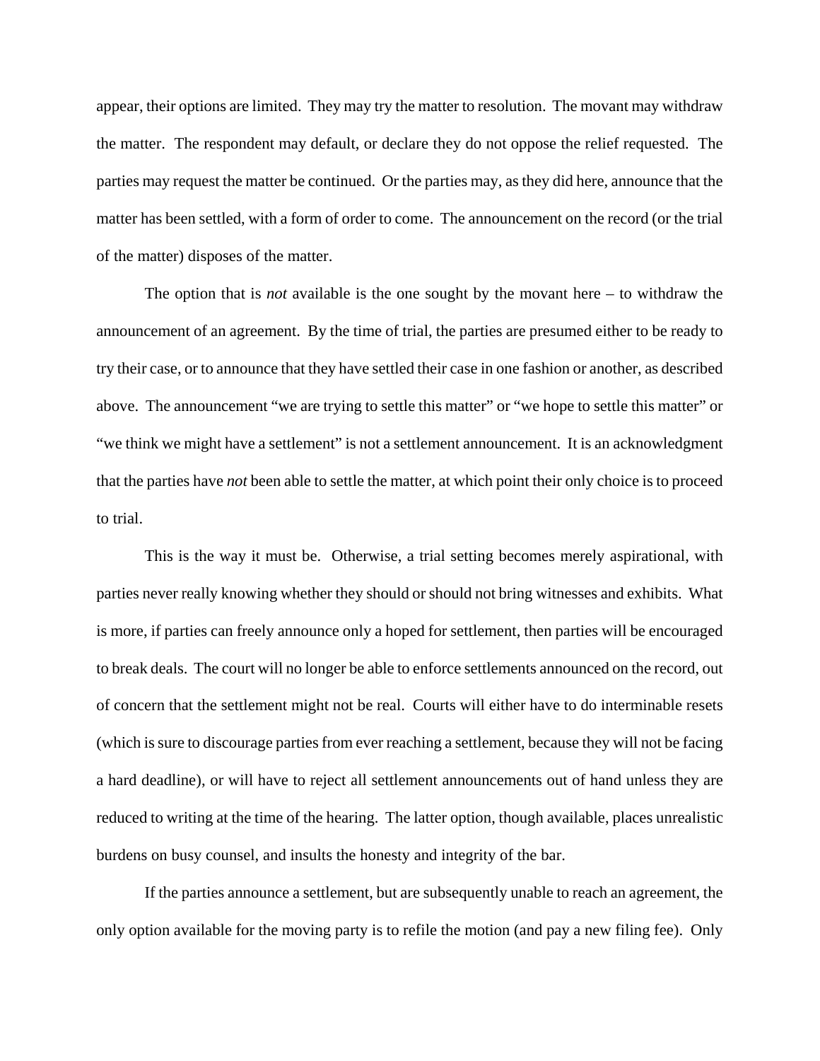appear, their options are limited. They may try the matter to resolution. The movant may withdraw the matter. The respondent may default, or declare they do not oppose the relief requested. The parties may request the matter be continued. Or the parties may, as they did here, announce that the matter has been settled, with a form of order to come. The announcement on the record (or the trial of the matter) disposes of the matter.

The option that is *not* available is the one sought by the movant here – to withdraw the announcement of an agreement. By the time of trial, the parties are presumed either to be ready to try their case, or to announce that they have settled their case in one fashion or another, as described above. The announcement "we are trying to settle this matter" or "we hope to settle this matter" or "we think we might have a settlement" is not a settlement announcement. It is an acknowledgment that the parties have *not* been able to settle the matter, at which point their only choice is to proceed to trial.

This is the way it must be. Otherwise, a trial setting becomes merely aspirational, with parties never really knowing whether they should or should not bring witnesses and exhibits. What is more, if parties can freely announce only a hoped for settlement, then parties will be encouraged to break deals. The court will no longer be able to enforce settlements announced on the record, out of concern that the settlement might not be real. Courts will either have to do interminable resets (which is sure to discourage parties from ever reaching a settlement, because they will not be facing a hard deadline), or will have to reject all settlement announcements out of hand unless they are reduced to writing at the time of the hearing. The latter option, though available, places unrealistic burdens on busy counsel, and insults the honesty and integrity of the bar.

If the parties announce a settlement, but are subsequently unable to reach an agreement, the only option available for the moving party is to refile the motion (and pay a new filing fee). Only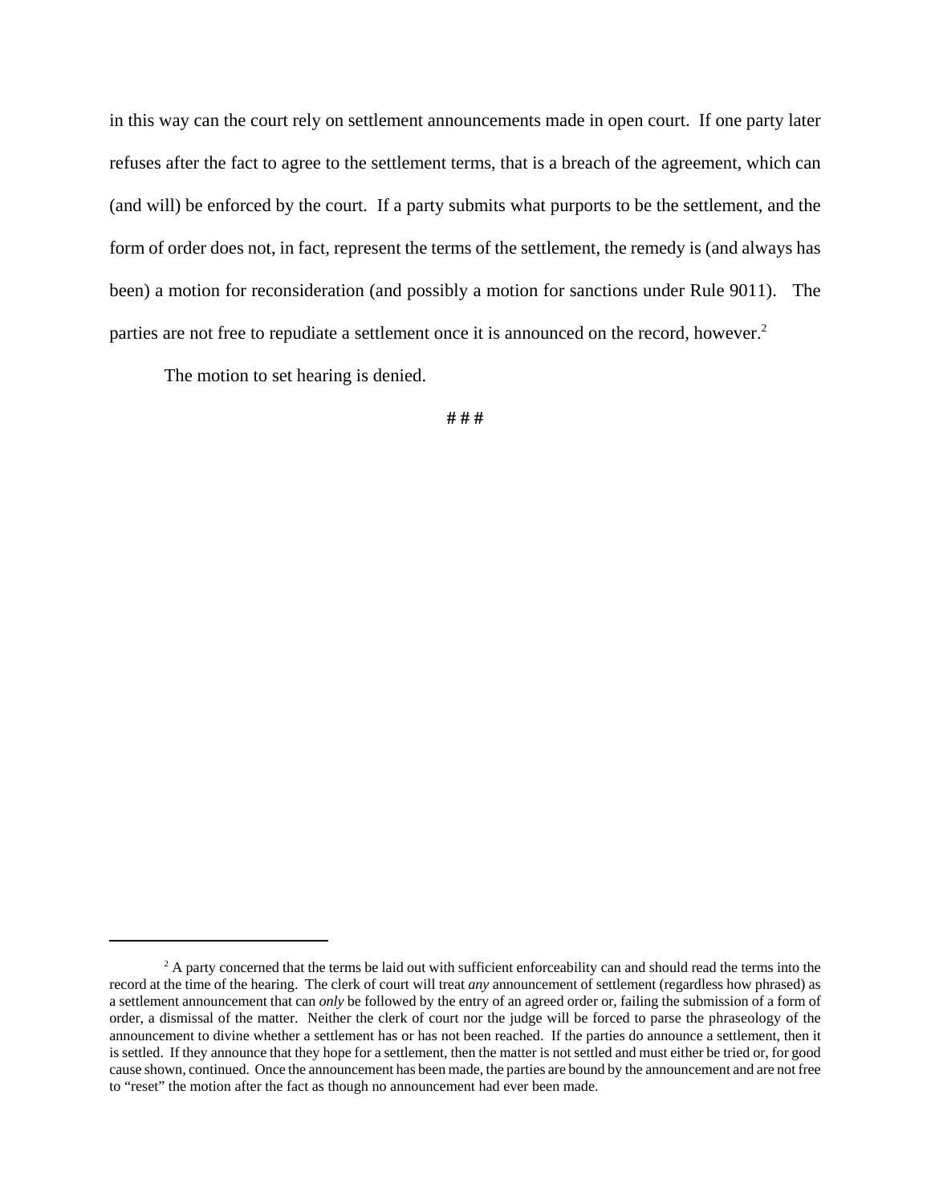in this way can the court rely on settlement announcements made in open court. If one party later refuses after the fact to agree to the settlement terms, that is a breach of the agreement, which can (and will) be enforced by the court. If a party submits what purports to be the settlement, and the form of order does not, in fact, represent the terms of the settlement, the remedy is (and always has been) a motion for reconsideration (and possibly a motion for sanctions under Rule 9011). The parties are not free to repudiate a settlement once it is announced on the record, however.[2]

The motion to set hearing is denied.

# # #

[2] A party concerned that the terms be laid out with sufficient enforceability can and should read the terms into the record at the time of the hearing. The clerk of court will treat *any* announcement of settlement (regardless how phrased) as a settlement announcement that can *only* be followed by the entry of an agreed order or, failing the submission of a form of order, a dismissal of the matter. Neither the clerk of court nor the judge will be forced to parse the phraseology of the announcement to divine whether a settlement has or has not been reached. If the parties do announce a settlement, then it is settled. If they announce that they hope for a settlement, then the matter is not settled and must either be tried or, for good cause shown, continued. Once the announcement has been made, the parties are bound by the announcement and are not free to "reset" the motion after the fact as though no announcement had ever been made.